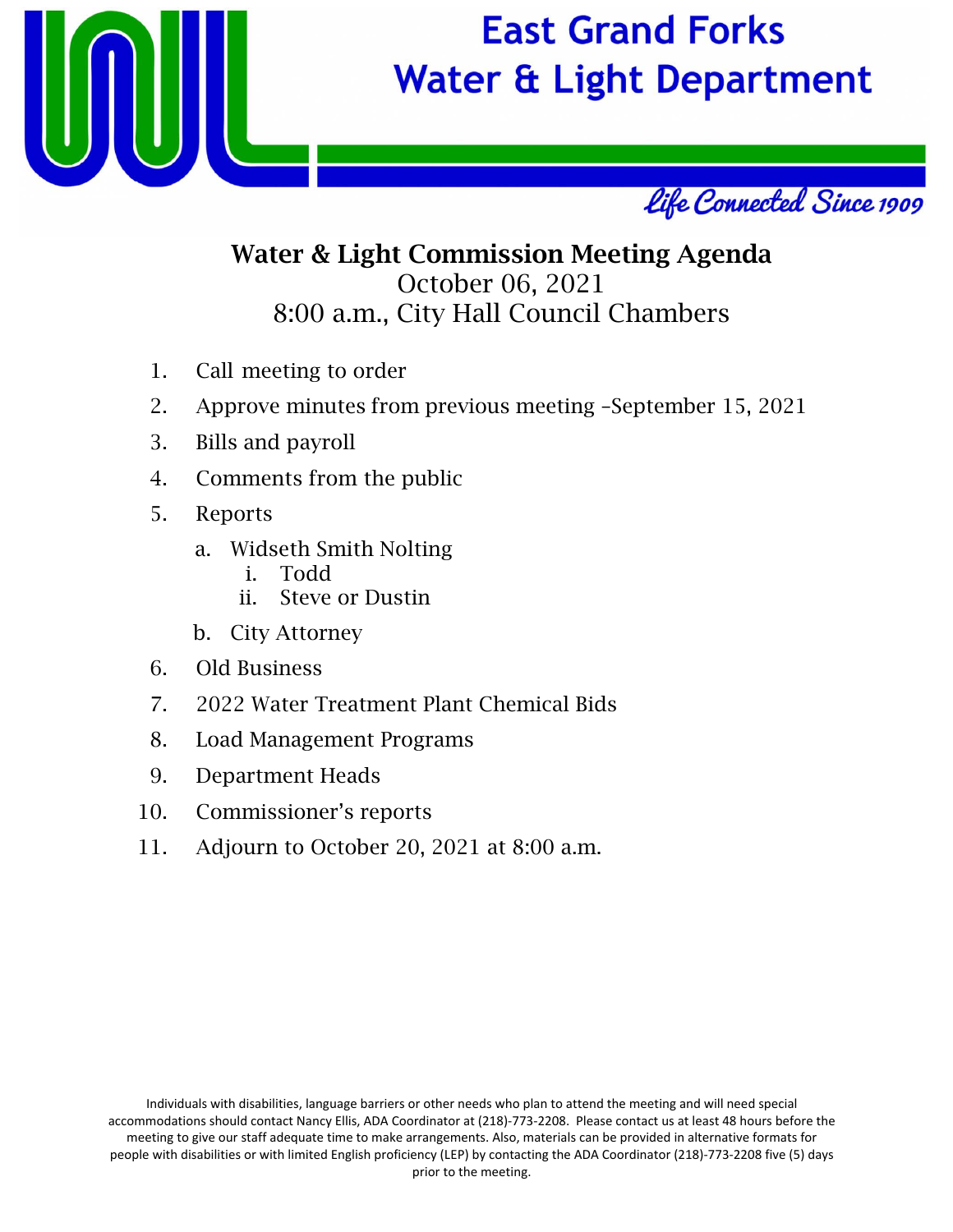# East Grand Forks Water & Light Department

*Life Connected Since 1909*

## Water & Light Commission Meeting Agenda

October 06, 2021
8:00 a.m., City Hall Council Chambers

1. Call meeting to order
2. Approve minutes from previous meeting –September 15, 2021
3. Bills and payroll
4. Comments from the public
5. Reports
   a. Widseth Smith Nolting
      i. Todd
      ii. Steve or Dustin
   b. City Attorney
6. Old Business
7. 2022 Water Treatment Plant Chemical Bids
8. Load Management Programs
9. Department Heads
10. Commissioner's reports
11. Adjourn to October 20, 2021 at 8:00 a.m.

Individuals with disabilities, language barriers or other needs who plan to attend the meeting and will need special accommodations should contact Nancy Ellis, ADA Coordinator at (218)-773-2208. Please contact us at least 48 hours before the meeting to give our staff adequate time to make arrangements. Also, materials can be provided in alternative formats for people with disabilities or with limited English proficiency (LEP) by contacting the ADA Coordinator (218)-773-2208 five (5) days prior to the meeting.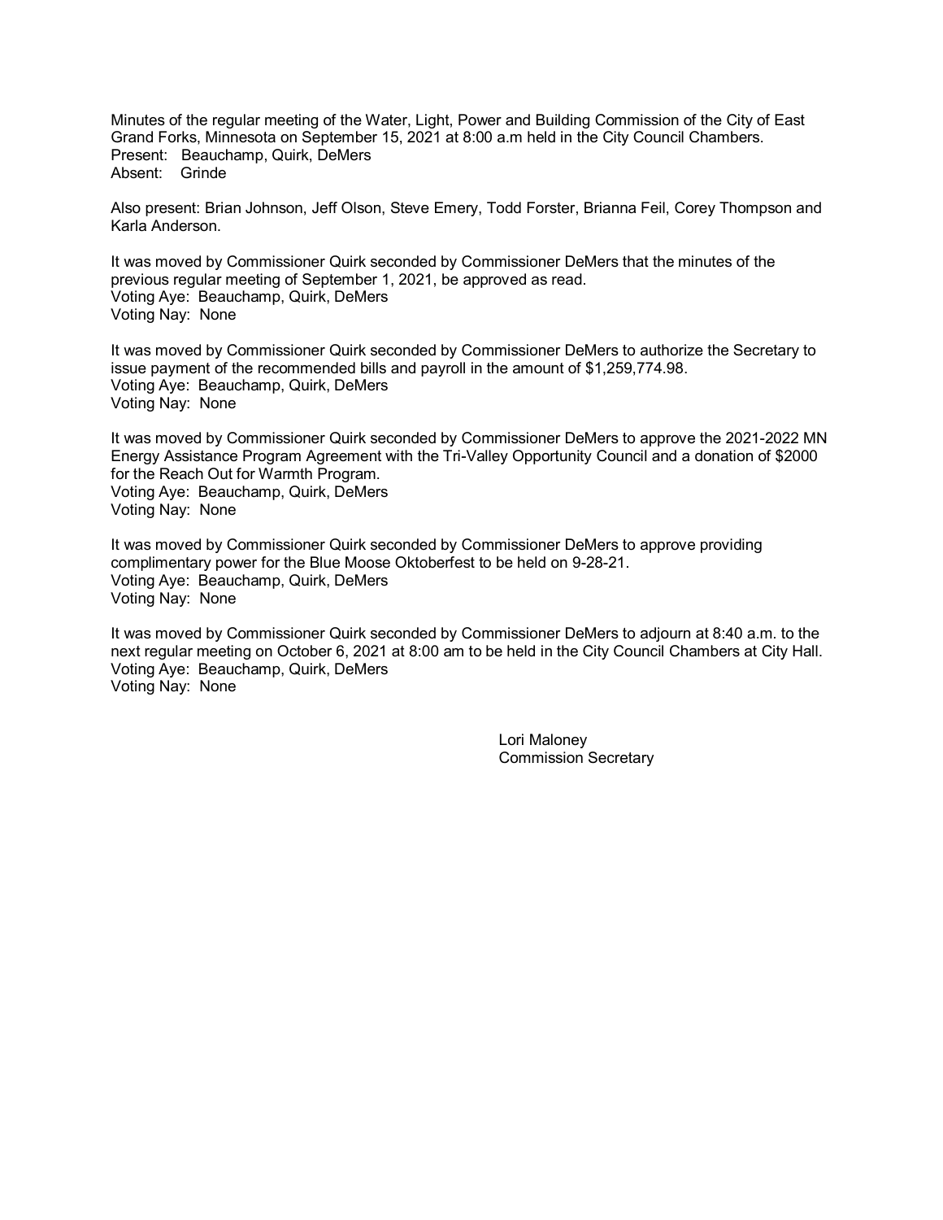Minutes of the regular meeting of the Water, Light, Power and Building Commission of the City of East Grand Forks, Minnesota on September 15, 2021 at 8:00 a.m held in the City Council Chambers.
Present: Beauchamp, Quirk, DeMers
Absent: Grinde

Also present: Brian Johnson, Jeff Olson, Steve Emery, Todd Forster, Brianna Feil, Corey Thompson and Karla Anderson.

It was moved by Commissioner Quirk seconded by Commissioner DeMers that the minutes of the previous regular meeting of September 1, 2021, be approved as read.
Voting Aye: Beauchamp, Quirk, DeMers
Voting Nay: None

It was moved by Commissioner Quirk seconded by Commissioner DeMers to authorize the Secretary to issue payment of the recommended bills and payroll in the amount of $1,259,774.98.
Voting Aye: Beauchamp, Quirk, DeMers
Voting Nay: None

It was moved by Commissioner Quirk seconded by Commissioner DeMers to approve the 2021-2022 MN Energy Assistance Program Agreement with the Tri-Valley Opportunity Council and a donation of $2000 for the Reach Out for Warmth Program.
Voting Aye: Beauchamp, Quirk, DeMers
Voting Nay: None

It was moved by Commissioner Quirk seconded by Commissioner DeMers to approve providing complimentary power for the Blue Moose Oktoberfest to be held on 9-28-21.
Voting Aye: Beauchamp, Quirk, DeMers
Voting Nay: None

It was moved by Commissioner Quirk seconded by Commissioner DeMers to adjourn at 8:40 a.m. to the next regular meeting on October 6, 2021 at 8:00 am to be held in the City Council Chambers at City Hall.
Voting Aye: Beauchamp, Quirk, DeMers
Voting Nay: None

Lori Maloney
Commission Secretary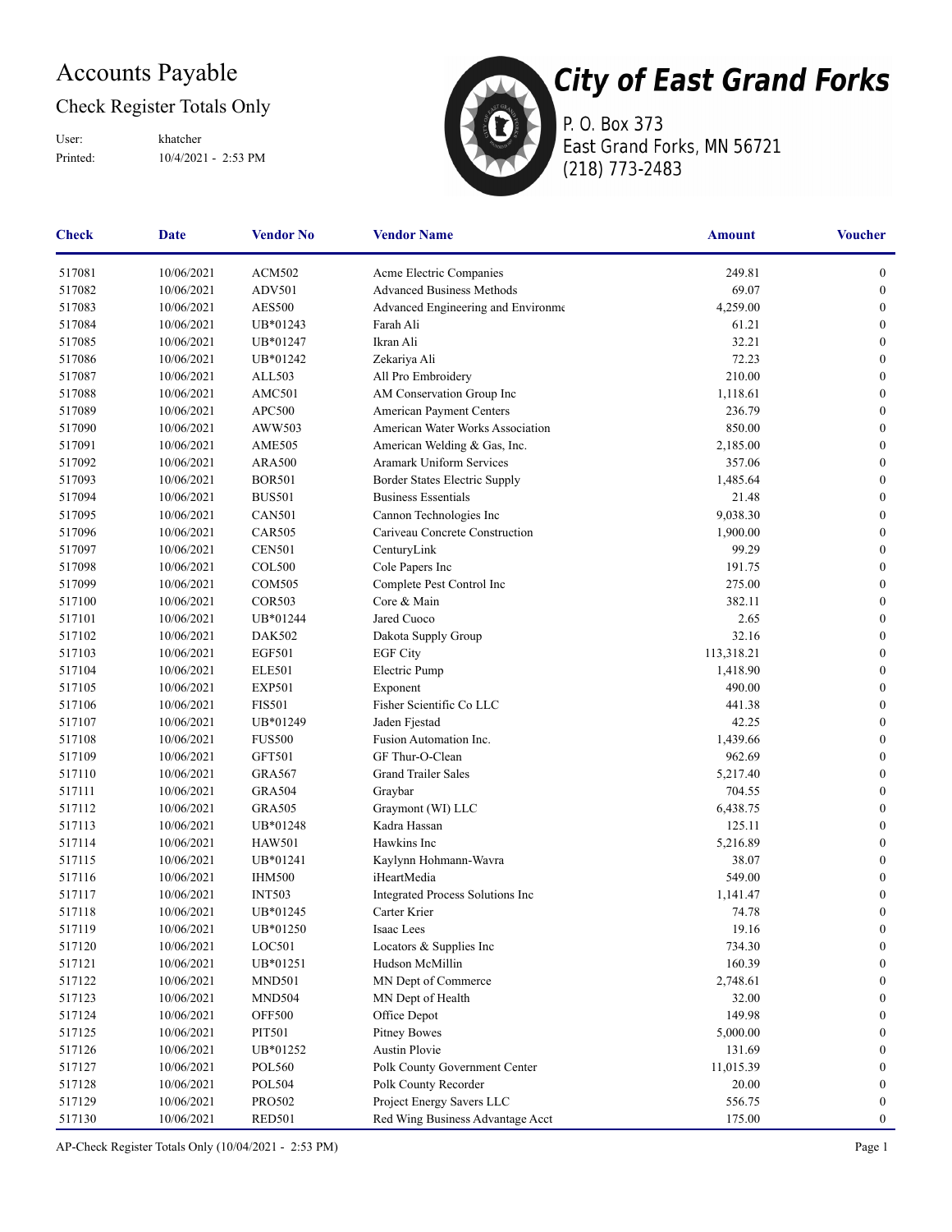# Accounts Payable

## Check Register Totals Only

User: khatcher

Printed: 10/4/2021 - 2:53 PM

**City of East Grand Forks**

P. O. Box 373
East Grand Forks, MN 56721
(218) 773-2483

| Check | Date | Vendor No | Vendor Name | Amount | Voucher |
|---|---|---|---|---|---|
| 517081 | 10/06/2021 | ACM502 | Acme Electric Companies | 249.81 | 0 |
| 517082 | 10/06/2021 | ADV501 | Advanced Business Methods | 69.07 | 0 |
| 517083 | 10/06/2021 | AES500 | Advanced Engineering and Environme | 4,259.00 | 0 |
| 517084 | 10/06/2021 | UB*01243 | Farah Ali | 61.21 | 0 |
| 517085 | 10/06/2021 | UB*01247 | Ikran Ali | 32.21 | 0 |
| 517086 | 10/06/2021 | UB*01242 | Zekariya Ali | 72.23 | 0 |
| 517087 | 10/06/2021 | ALL503 | All Pro Embroidery | 210.00 | 0 |
| 517088 | 10/06/2021 | AMC501 | AM Conservation Group Inc | 1,118.61 | 0 |
| 517089 | 10/06/2021 | APC500 | American Payment Centers | 236.79 | 0 |
| 517090 | 10/06/2021 | AWW503 | American Water Works Association | 850.00 | 0 |
| 517091 | 10/06/2021 | AME505 | American Welding & Gas, Inc. | 2,185.00 | 0 |
| 517092 | 10/06/2021 | ARA500 | Aramark Uniform Services | 357.06 | 0 |
| 517093 | 10/06/2021 | BOR501 | Border States Electric Supply | 1,485.64 | 0 |
| 517094 | 10/06/2021 | BUS501 | Business Essentials | 21.48 | 0 |
| 517095 | 10/06/2021 | CAN501 | Cannon Technologies Inc | 9,038.30 | 0 |
| 517096 | 10/06/2021 | CAR505 | Cariveau Concrete Construction | 1,900.00 | 0 |
| 517097 | 10/06/2021 | CEN501 | CenturyLink | 99.29 | 0 |
| 517098 | 10/06/2021 | COL500 | Cole Papers Inc | 191.75 | 0 |
| 517099 | 10/06/2021 | COM505 | Complete Pest Control Inc | 275.00 | 0 |
| 517100 | 10/06/2021 | COR503 | Core & Main | 382.11 | 0 |
| 517101 | 10/06/2021 | UB*01244 | Jared Cuoco | 2.65 | 0 |
| 517102 | 10/06/2021 | DAK502 | Dakota Supply Group | 32.16 | 0 |
| 517103 | 10/06/2021 | EGF501 | EGF City | 113,318.21 | 0 |
| 517104 | 10/06/2021 | ELE501 | Electric Pump | 1,418.90 | 0 |
| 517105 | 10/06/2021 | EXP501 | Exponent | 490.00 | 0 |
| 517106 | 10/06/2021 | FIS501 | Fisher Scientific Co LLC | 441.38 | 0 |
| 517107 | 10/06/2021 | UB*01249 | Jaden Fjestad | 42.25 | 0 |
| 517108 | 10/06/2021 | FUS500 | Fusion Automation Inc. | 1,439.66 | 0 |
| 517109 | 10/06/2021 | GFT501 | GF Thur-O-Clean | 962.69 | 0 |
| 517110 | 10/06/2021 | GRA567 | Grand Trailer Sales | 5,217.40 | 0 |
| 517111 | 10/06/2021 | GRA504 | Graybar | 704.55 | 0 |
| 517112 | 10/06/2021 | GRA505 | Graymont (WI) LLC | 6,438.75 | 0 |
| 517113 | 10/06/2021 | UB*01248 | Kadra Hassan | 125.11 | 0 |
| 517114 | 10/06/2021 | HAW501 | Hawkins Inc | 5,216.89 | 0 |
| 517115 | 10/06/2021 | UB*01241 | Kaylynn Hohmann-Wavra | 38.07 | 0 |
| 517116 | 10/06/2021 | IHM500 | iHeartMedia | 549.00 | 0 |
| 517117 | 10/06/2021 | INT503 | Integrated Process Solutions Inc | 1,141.47 | 0 |
| 517118 | 10/06/2021 | UB*01245 | Carter Krier | 74.78 | 0 |
| 517119 | 10/06/2021 | UB*01250 | Isaac Lees | 19.16 | 0 |
| 517120 | 10/06/2021 | LOC501 | Locators & Supplies Inc | 734.30 | 0 |
| 517121 | 10/06/2021 | UB*01251 | Hudson McMillin | 160.39 | 0 |
| 517122 | 10/06/2021 | MND501 | MN Dept of Commerce | 2,748.61 | 0 |
| 517123 | 10/06/2021 | MND504 | MN Dept of Health | 32.00 | 0 |
| 517124 | 10/06/2021 | OFF500 | Office Depot | 149.98 | 0 |
| 517125 | 10/06/2021 | PIT501 | Pitney Bowes | 5,000.00 | 0 |
| 517126 | 10/06/2021 | UB*01252 | Austin Plovie | 131.69 | 0 |
| 517127 | 10/06/2021 | POL560 | Polk County Government Center | 11,015.39 | 0 |
| 517128 | 10/06/2021 | POL504 | Polk County Recorder | 20.00 | 0 |
| 517129 | 10/06/2021 | PRO502 | Project Energy Savers LLC | 556.75 | 0 |
| 517130 | 10/06/2021 | RED501 | Red Wing Business Advantage Acct | 175.00 | 0 |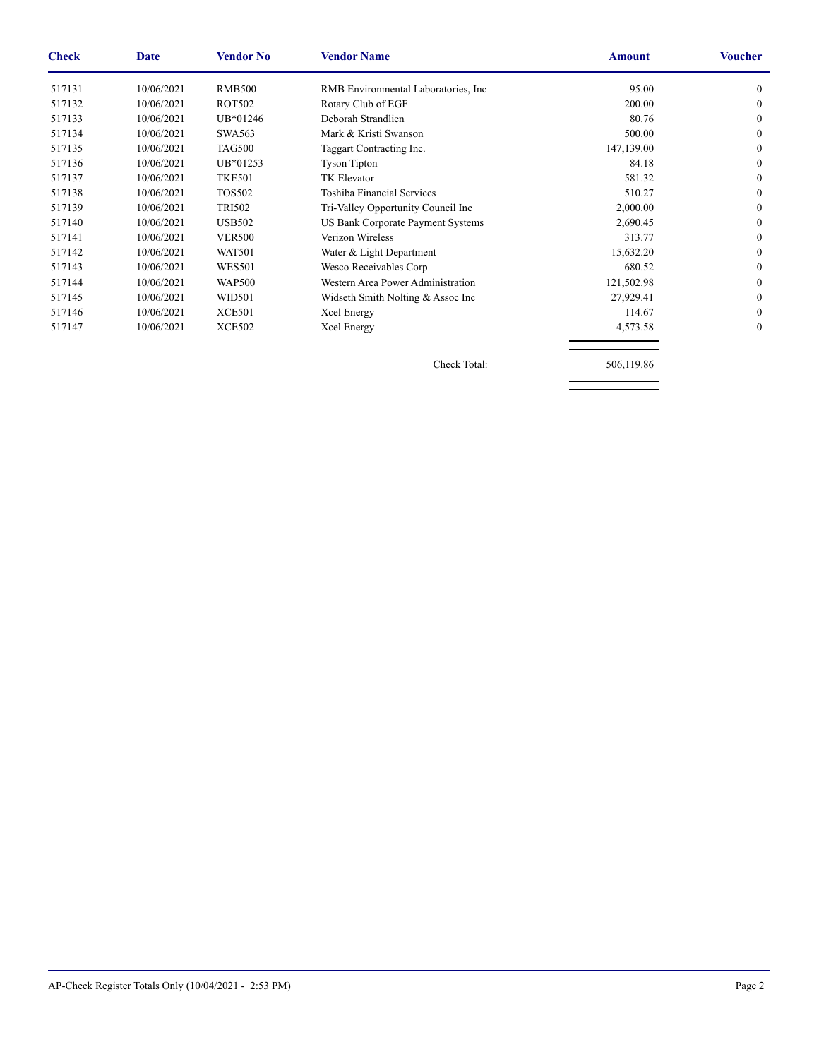| Check | Date | Vendor No | Vendor Name | Amount | Voucher |
|---|---|---|---|---|---|
| 517131 | 10/06/2021 | RMB500 | RMB Environmental Laboratories, Inc | 95.00 | 0 |
| 517132 | 10/06/2021 | ROT502 | Rotary Club of EGF | 200.00 | 0 |
| 517133 | 10/06/2021 | UB*01246 | Deborah Strandlien | 80.76 | 0 |
| 517134 | 10/06/2021 | SWA563 | Mark & Kristi Swanson | 500.00 | 0 |
| 517135 | 10/06/2021 | TAG500 | Taggart Contracting Inc. | 147,139.00 | 0 |
| 517136 | 10/06/2021 | UB*01253 | Tyson Tipton | 84.18 | 0 |
| 517137 | 10/06/2021 | TKE501 | TK Elevator | 581.32 | 0 |
| 517138 | 10/06/2021 | TOS502 | Toshiba Financial Services | 510.27 | 0 |
| 517139 | 10/06/2021 | TRI502 | Tri-Valley Opportunity Council Inc | 2,000.00 | 0 |
| 517140 | 10/06/2021 | USB502 | US Bank Corporate Payment Systems | 2,690.45 | 0 |
| 517141 | 10/06/2021 | VER500 | Verizon Wireless | 313.77 | 0 |
| 517142 | 10/06/2021 | WAT501 | Water & Light Department | 15,632.20 | 0 |
| 517143 | 10/06/2021 | WES501 | Wesco Receivables Corp | 680.52 | 0 |
| 517144 | 10/06/2021 | WAP500 | Western Area Power Administration | 121,502.98 | 0 |
| 517145 | 10/06/2021 | WID501 | Widseth Smith Nolting & Assoc Inc | 27,929.41 | 0 |
| 517146 | 10/06/2021 | XCE501 | Xcel Energy | 114.67 | 0 |
| 517147 | 10/06/2021 | XCE502 | Xcel Energy | 4,573.58 | 0 |
| | | | Check Total: | 506,119.86 | |

AP-Check Register Totals Only (10/04/2021 - 2:53 PM)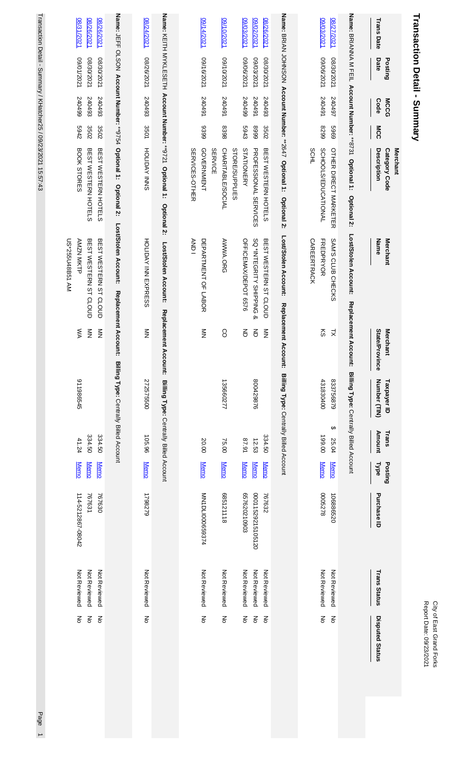City of East Grand Forks
Report Date: 09/23/2021

# Transaction Detail - Summary

| Trans Date | Posting Date | MCCG Code | MCC | Merchant Category Code Description | Merchant Name | Merchant State/Province | Taxpayer ID Number (TIN) | Trans Amount | Posting Type | Purchase ID | Trans Status | Disputed Status |
|---|---|---|---|---|---|---|---|---|---|---|---|---|
| **Name:** BRIANNA M FEIL **Account Number:** **8731 **Optional 1: Optional 2: Lost/Stolen Account: Replacement Account: Billing Type:** Centrally Billed Account | | | | | | | | | | | | |
| 08/27/2021 | 08/30/2021 | 240497 | 5969 | OTHER DIRECT MARKETER | SAM'S CLUB CHECKS | TX | 837756879 | $ 25.04 | Memo | 10686520 | Not Reviewed | No |
| 09/03/2021 | 09/06/2021 | 240491 | 8299 | SCHOOLS/EDUCATIONAL SCHL | FREDPRYOR CAREERTRACK | KS | 431830400 | 199.00 | Memo | 0005278 | Not Reviewed | No |
| **Name:** BRIAN JOHNSON **Account Number:** **2647 **Optional 1: Optional 2: Lost/Stolen Account: Replacement Account: Billing Type:** Centrally Billed Account | | | | | | | | | | | | |
| 08/26/2021 | 08/30/2021 | 240493 | 3502 | BEST WESTERN HOTELS | BEST WESTERN ST CLOUD | MN | | 334.50 | Memo | 767632 | Not Reviewed | No |
| 09/02/2021 | 09/03/2021 | 240491 | 8999 | PROFESSIONAL SERVICES | SQ *INTEGRITY SHIPPING & | ND | 800429876 | 12.53 | Memo | 000152921505120 | Not Reviewed | No |
| 09/03/2021 | 09/06/2021 | 240499 | 5943 | STATIONERY STORE/SUPPLIES | OFFICEMAX/DEPOT 6576 | ND | | 87.91 | Memo | 65762021090З | Not Reviewed | No |
| 09/10/2021 | 09/10/2021 | 240491 | 8398 | CHARITABLE/SOCIAL SERVICE | AWWA.ORG | CO | 135660277 | 75.00 | Memo | 68512118 | Not Reviewed | No |
| 09/14/2021 | 09/16/2021 | 240491 | 9399 | GOVERNMENT SERVICES-OTHER | DEPARTMENT OF LABOR AND I | MN | | 20.00 | Memo | MNDLI00659374 | Not Reviewed | No |
| **Name:** KEITH MYKLESETH **Account Number:** **9721 **Optional 1: Optional 2: Lost/Stolen Account: Replacement Account: Billing Type:** Centrally Billed Account | | | | | | | | | | | | |
| 08/24/2021 | 08/26/2021 | 240493 | 3501 | HOLIDAY INNS | HOLIDAY INN EXPRESS | MN | 272575500 | 105.96 | Memo | 1798279 | Not Reviewed | No |
| **Name:** JEFF OLSON **Account Number:** **9754 **Optional 1: Optional 2: Lost/Stolen Account: Replacement Account: Billing Type:** Centrally Billed Account | | | | | | | | | | | | |
| 08/26/2021 | 08/30/2021 | 240493 | 3502 | BEST WESTERN HOTELS | BEST WESTERN ST CLOUD | MN | | 334.50 | Memo | 767630 | Not Reviewed | No |
| 08/26/2021 | 08/30/2021 | 240493 | 3502 | BEST WESTERN HOTELS | BEST WESTERN ST CLOUD | MN | | 334.50 | Memo | 767631 | Not Reviewed | No |
| 08/31/2021 | 09/01/2021 | 240499 | 5942 | BOOK STORES | AMZN MKTP US*255U48B51 AM | WA | 911986545 | 41.24 | Memo | 114-5212867-08042 | Not Reviewed | No |

Transaction Detail - Summary / KHatcher25 / 09/23/2021 15:57:43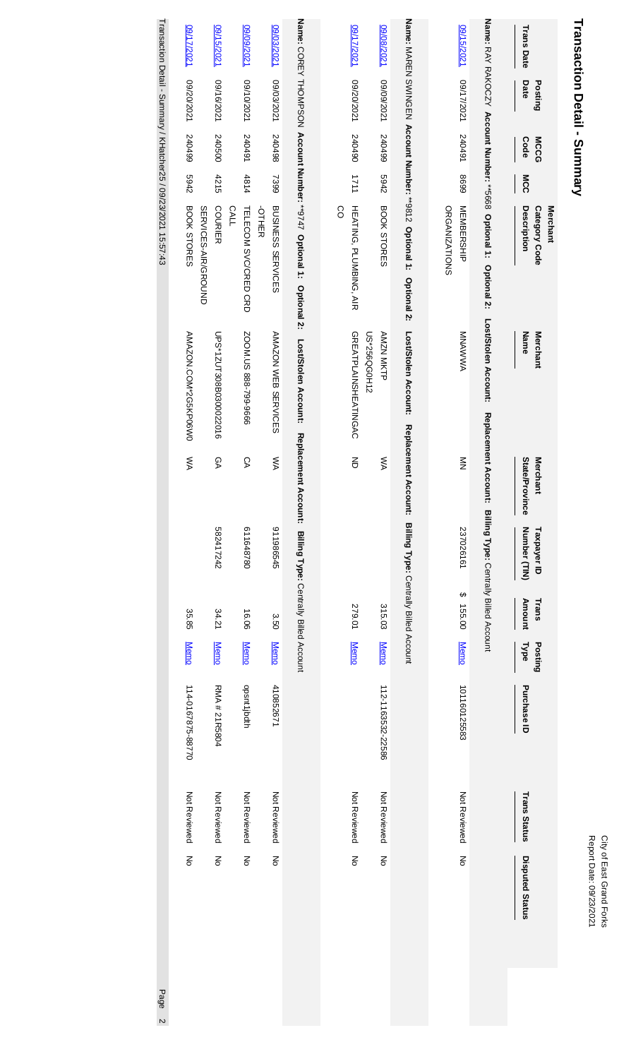# Transaction Detail - Summary

City of East Grand Forks
Report Date: 09/23/2021

| Trans Date | Posting Date | MCCG Code | MCC | Merchant Category Code Description | Merchant Name | Merchant State/Province | Taxpayer ID Number (TIN) | Trans Amount | Posting Type | Purchase ID | Trans Status | Disputed Status |
|---|---|---|---|---|---|---|---|---|---|---|---|---|
| **Name:** RAY RAKOCZY **Account Number:** **5668 **Optional 1:** **Optional 2:** **Lost/Stolen Account:** **Replacement Account:** **Billing Type:** Centrally Billed Account | | | | | | | | | | | | |
| 09/15/2021 | 09/17/2021 | 240491 | 8699 | MEMBERSHIP ORGANIZATIONS | MNAWWA | MN | 237026161 | $ 155.00 | Memo | 10116012​5583 | Not Reviewed | No |
| **Name:** MAREN SWINGEN **Account Number:** **9812 **Optional 1:** **Optional 2:** **Lost/Stolen Account:** **Replacement Account:** **Billing Type:** Centrally Billed Account | | | | | | | | | | | | |
| 09/08/2021 | 09/09/2021 | 240499 | 5942 | BOOK STORES | AMZN MKTP US*256QG0H12 | WA | | 315.03 | Memo | 112-1163532-22586 | Not Reviewed | No |
| 09/17/2021 | 09/20/2021 | 240490 | 1711 | HEATING, PLUMBING, AIR CO | GREATPLAINSHEATINGAC | ND | | 279.01 | Memo | | Not Reviewed | No |
| **Name:** COREY THOMPSON **Account Number:** **9747 **Optional 1:** **Optional 2:** **Lost/Stolen Account:** **Replacement Account:** **Billing Type:** Centrally Billed Account | | | | | | | | | | | | |
| 09/03/2021 | 09/03/2021 | 240498 | 7399 | BUSINESS SERVICES -OTHER | AMAZON WEB SERVICES | WA | 911986545 | 3.50 | Memo | 410852671 | Not Reviewed | No |
| 09/09/2021 | 09/10/2021 | 240491 | 4814 | TELECOM SVC/CRED CRD CALL | ZOOM.US 888-799-9666 | CA | 611648780 | 16.06 | Memo | qpsrt1jbdth | Not Reviewed | No |
| 09/15/2021 | 09/16/2021 | 240500 | 4215 | COURIER SERVICES-AIR/GROUND | UPS*1ZUT308B030022016 | GA | 582417242 | 34.21 | Memo | RMA # 21R5804 | Not Reviewed | No |
| 09/17/2021 | 09/20/2021 | 240499 | 5942 | BOOK STORES | AMAZON.COM*2G5KP06W0 | WA | | 35.85 | Memo | 114-0167875-88770 | Not Reviewed | No |

Transaction Detail - Summary / KHatcher25 / 09/23/2021 15:57:43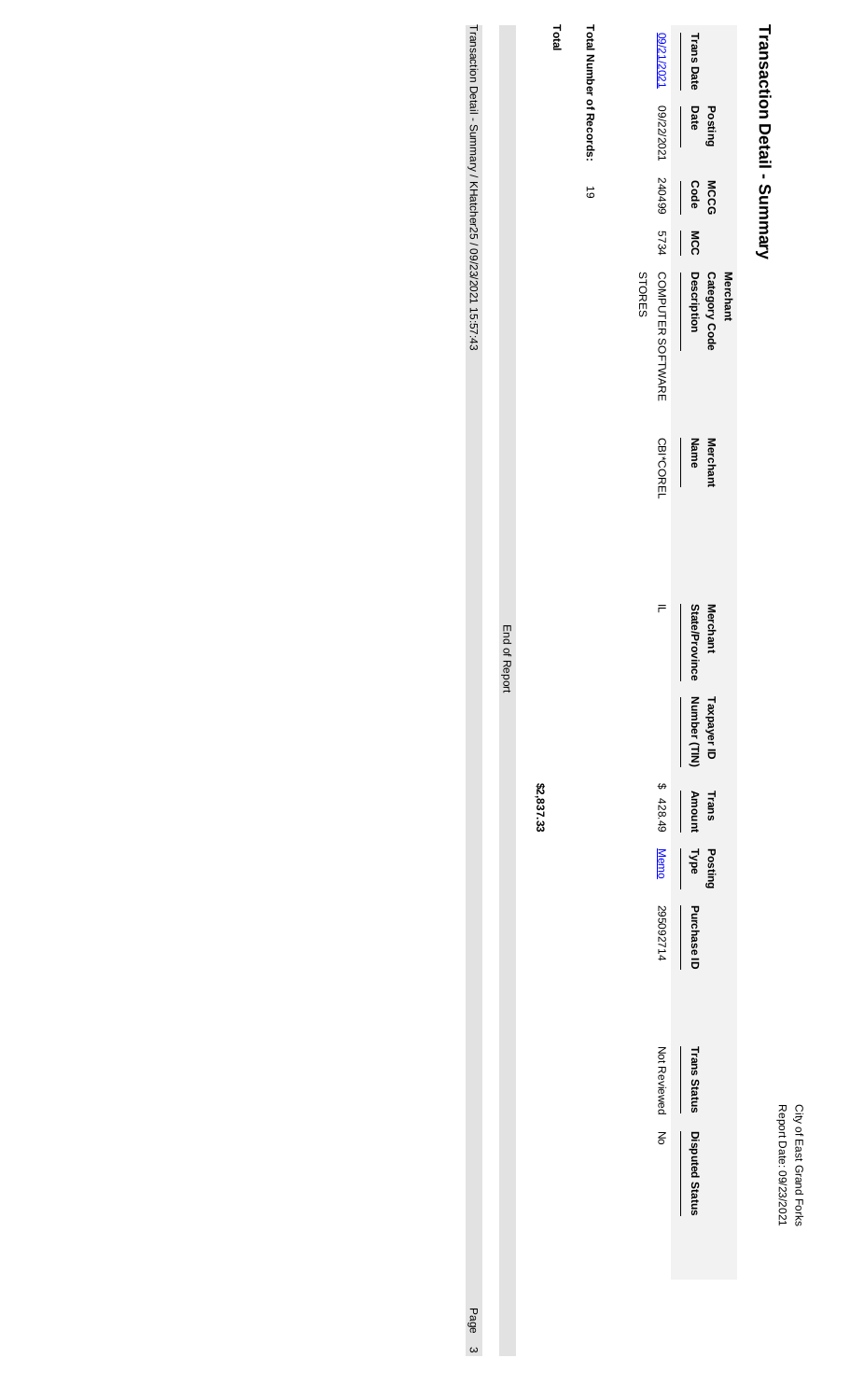# Transaction Detail - Summary

City of East Grand Forks
Report Date: 09/23/2021

| Trans Date | Posting Date | MCCG Code | MCC | Merchant Category Code Description | Merchant Name | Merchant State/Province | Taxpayer ID Number (TIN) | Trans Amount | Posting Type | Purchase ID | Trans Status | Disputed Status |
|---|---|---|---|---|---|---|---|---|---|---|---|---|
| 09/21/2021 | 09/22/2021 | 240499 | 5734 | COMPUTER SOFTWARE STORES | CBI*COREL | IL | | $ 428.49 | Memo | 295092714 | Not Reviewed | No |

**Total Number of Records:** 19

**Total** **$2,837.33**

End of Report

Transaction Detail - Summary / KHatcher25 / 09/23/2021 15:57:43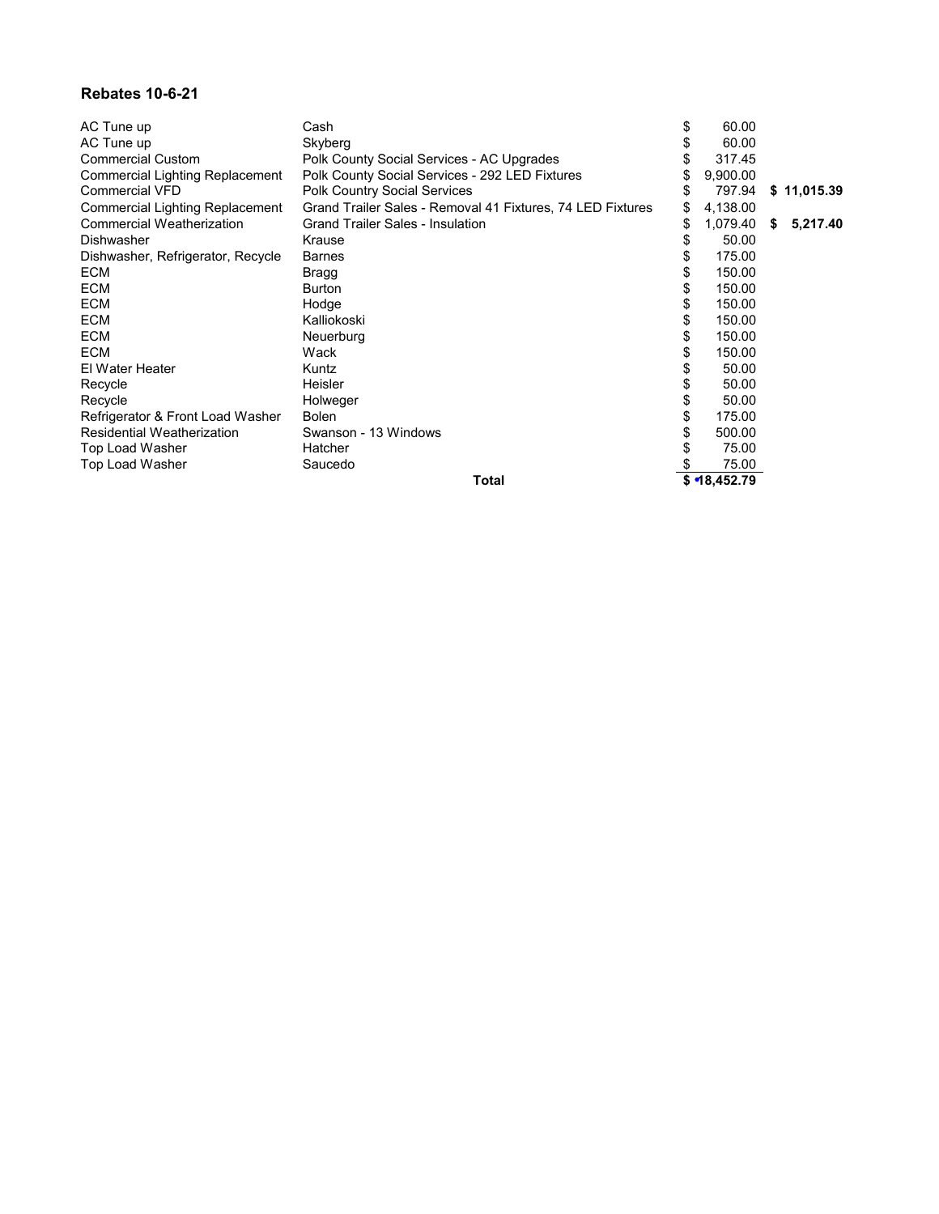**Rebates 10-6-21**

| | | | |
|---|---|---|---|
| AC Tune up | Cash | $ 60.00 | |
| AC Tune up | Skyberg | $ 60.00 | |
| Commercial Custom | Polk County Social Services - AC Upgrades | $ 317.45 | |
| Commercial Lighting Replacement | Polk County Social Services - 292 LED Fixtures | $ 9,900.00 | |
| Commercial VFD | Polk Country Social Services | $ 797.94 | **$ 11,015.39** |
| Commercial Lighting Replacement | Grand Trailer Sales - Removal 41 Fixtures, 74 LED Fixtures | $ 4,138.00 | |
| Commercial Weatherization | Grand Trailer Sales - Insulation | $ 1,079.40 | **$ 5,217.40** |
| Dishwasher | Krause | $ 50.00 | |
| Dishwasher, Refrigerator, Recycle | Barnes | $ 175.00 | |
| ECM | Bragg | $ 150.00 | |
| ECM | Burton | $ 150.00 | |
| ECM | Hodge | $ 150.00 | |
| ECM | Kalliokoski | $ 150.00 | |
| ECM | Neuerburg | $ 150.00 | |
| ECM | Wack | $ 150.00 | |
| El Water Heater | Kuntz | $ 50.00 | |
| Recycle | Heisler | $ 50.00 | |
| Recycle | Holweger | $ 50.00 | |
| Refrigerator & Front Load Washer | Bolen | $ 175.00 | |
| Residential Weatherization | Swanson - 13 Windows | $ 500.00 | |
| Top Load Washer | Hatcher | $ 75.00 | |
| Top Load Washer | Saucedo | $ 75.00 | |
| | **Total** | **$ 18,452.79** | |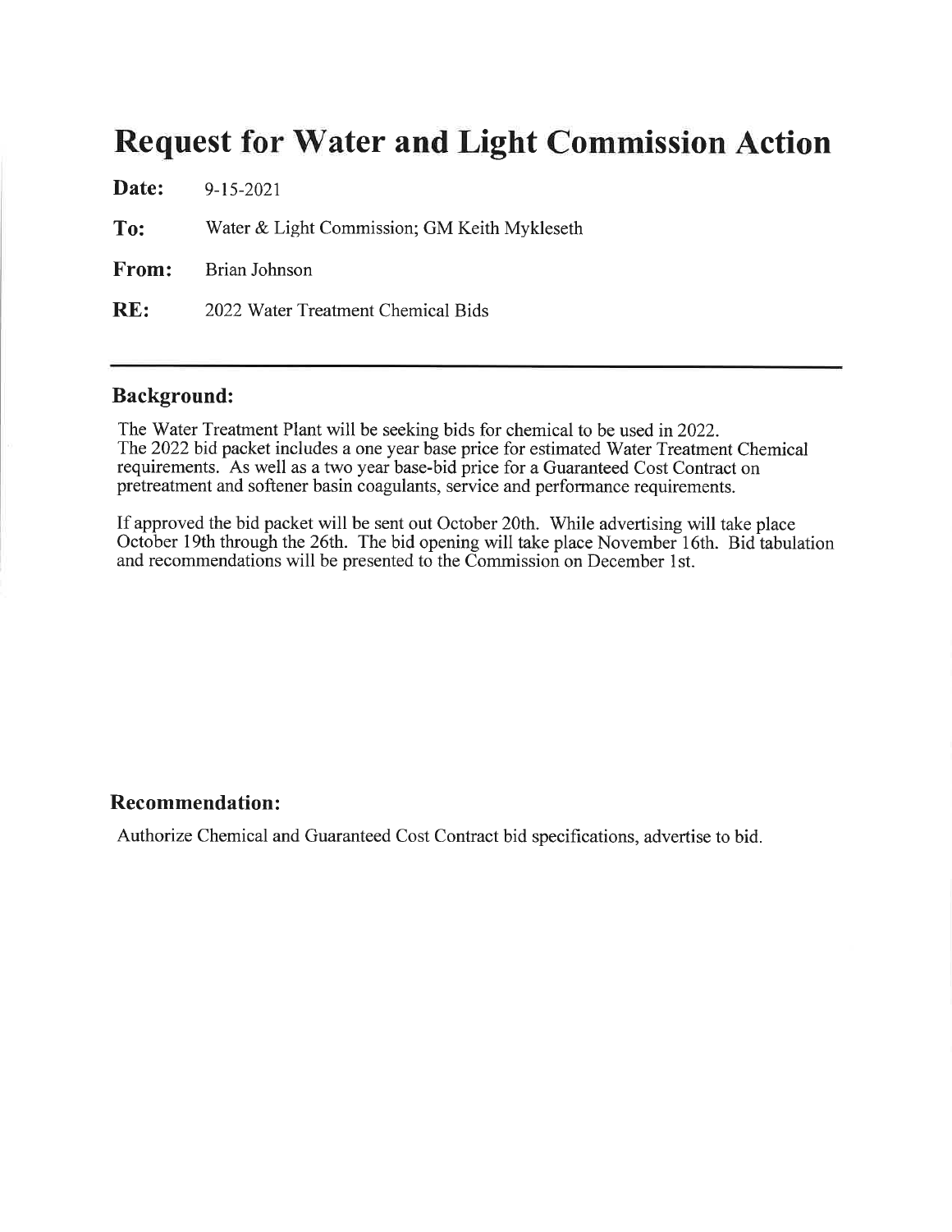# Request for Water and Light Commission Action

**Date:** 9-15-2021

**To:** Water & Light Commission; GM Keith Mykleseth

**From:** Brian Johnson

**RE:** 2022 Water Treatment Chemical Bids

---

## Background:

The Water Treatment Plant will be seeking bids for chemical to be used in 2022. The 2022 bid packet includes a one year base price for estimated Water Treatment Chemical requirements. As well as a two year base-bid price for a Guaranteed Cost Contract on pretreatment and softener basin coagulants, service and performance requirements.

If approved the bid packet will be sent out October 20th. While advertising will take place October 19th through the 26th. The bid opening will take place November 16th. Bid tabulation and recommendations will be presented to the Commission on December 1st.

## Recommendation:

Authorize Chemical and Guaranteed Cost Contract bid specifications, advertise to bid.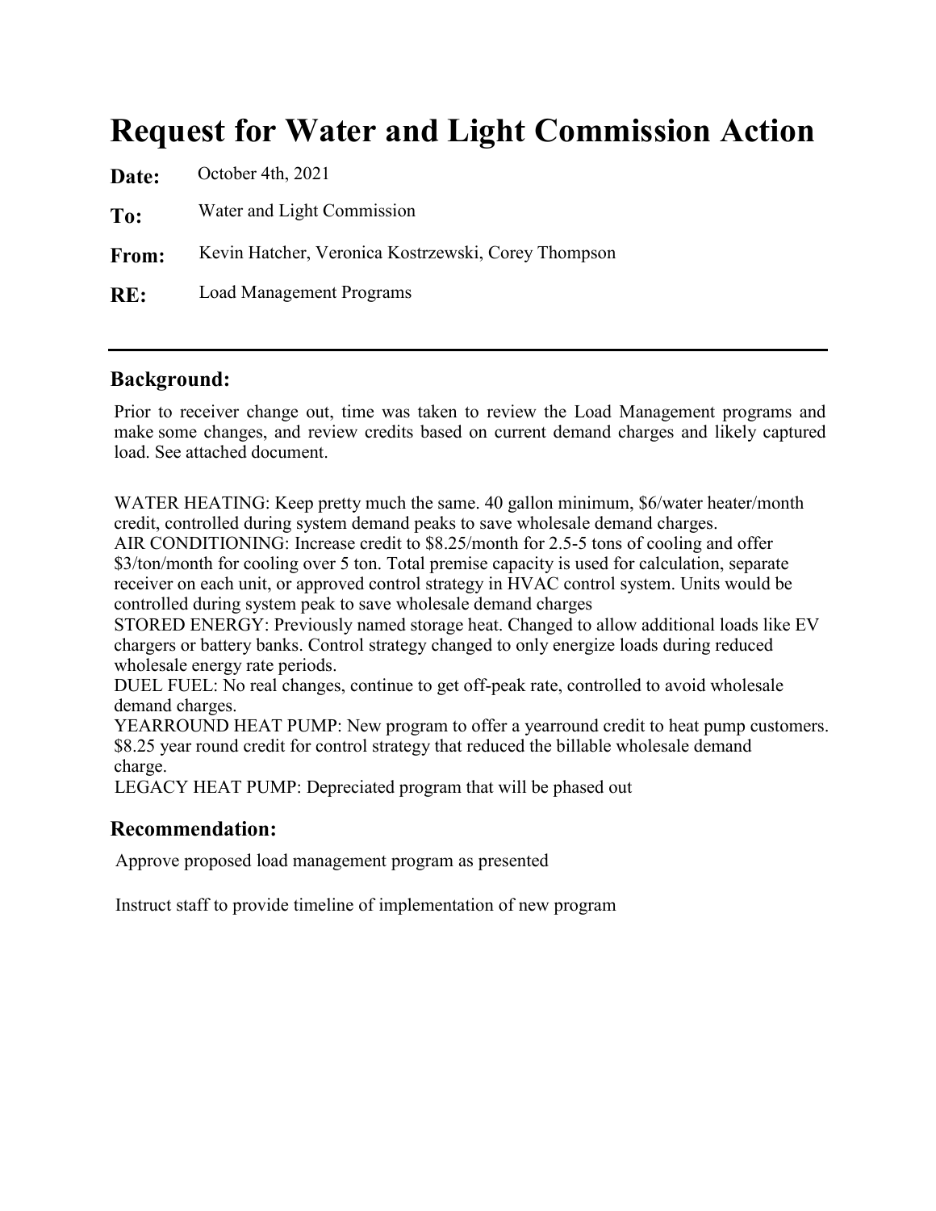# Request for Water and Light Commission Action

**Date:** October 4th, 2021

**To:** Water and Light Commission

**From:** Kevin Hatcher, Veronica Kostrzewski, Corey Thompson

**RE:** Load Management Programs

---

## Background:

Prior to receiver change out, time was taken to review the Load Management programs and make some changes, and review credits based on current demand charges and likely captured load. See attached document.

WATER HEATING: Keep pretty much the same. 40 gallon minimum, $6/water heater/month credit, controlled during system demand peaks to save wholesale demand charges.
AIR CONDITIONING: Increase credit to $8.25/month for 2.5-5 tons of cooling and offer $3/ton/month for cooling over 5 ton. Total premise capacity is used for calculation, separate receiver on each unit, or approved control strategy in HVAC control system. Units would be controlled during system peak to save wholesale demand charges
STORED ENERGY: Previously named storage heat. Changed to allow additional loads like EV chargers or battery banks. Control strategy changed to only energize loads during reduced wholesale energy rate periods.
DUEL FUEL: No real changes, continue to get off-peak rate, controlled to avoid wholesale demand charges.
YEARROUND HEAT PUMP: New program to offer a yearround credit to heat pump customers. $8.25 year round credit for control strategy that reduced the billable wholesale demand charge.
LEGACY HEAT PUMP: Depreciated program that will be phased out

## Recommendation:

Approve proposed load management program as presented

Instruct staff to provide timeline of implementation of new program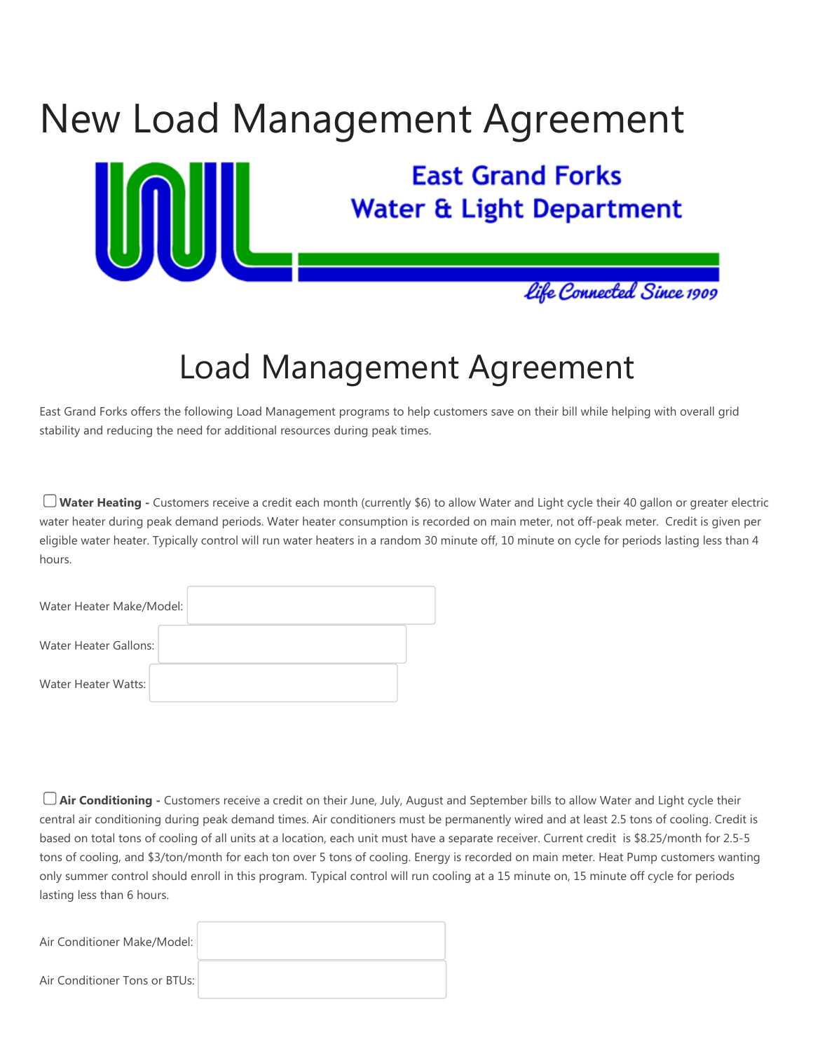# New Load Management Agreement

East Grand Forks
Water & Light Department

*Life Connected Since 1909*

## Load Management Agreement

East Grand Forks offers the following Load Management programs to help customers save on their bill while helping with overall grid stability and reducing the need for additional resources during peak times.

☐ **Water Heating -** Customers receive a credit each month (currently $6) to allow Water and Light cycle their 40 gallon or greater electric water heater during peak demand periods. Water heater consumption is recorded on main meter, not off-peak meter. Credit is given per eligible water heater. Typically control will run water heaters in a random 30 minute off, 10 minute on cycle for periods lasting less than 4 hours.

Water Heater Make/Model:

Water Heater Gallons:

Water Heater Watts:

☐ **Air Conditioning -** Customers receive a credit on their June, July, August and September bills to allow Water and Light cycle their central air conditioning during peak demand times. Air conditioners must be permanently wired and at least 2.5 tons of cooling. Credit is based on total tons of cooling of all units at a location, each unit must have a separate receiver. Current credit is $8.25/month for 2.5-5 tons of cooling, and $3/ton/month for each ton over 5 tons of cooling. Energy is recorded on main meter. Heat Pump customers wanting only summer control should enroll in this program. Typical control will run cooling at a 15 minute on, 15 minute off cycle for periods lasting less than 6 hours.

Air Conditioner Make/Model:

Air Conditioner Tons or BTUs: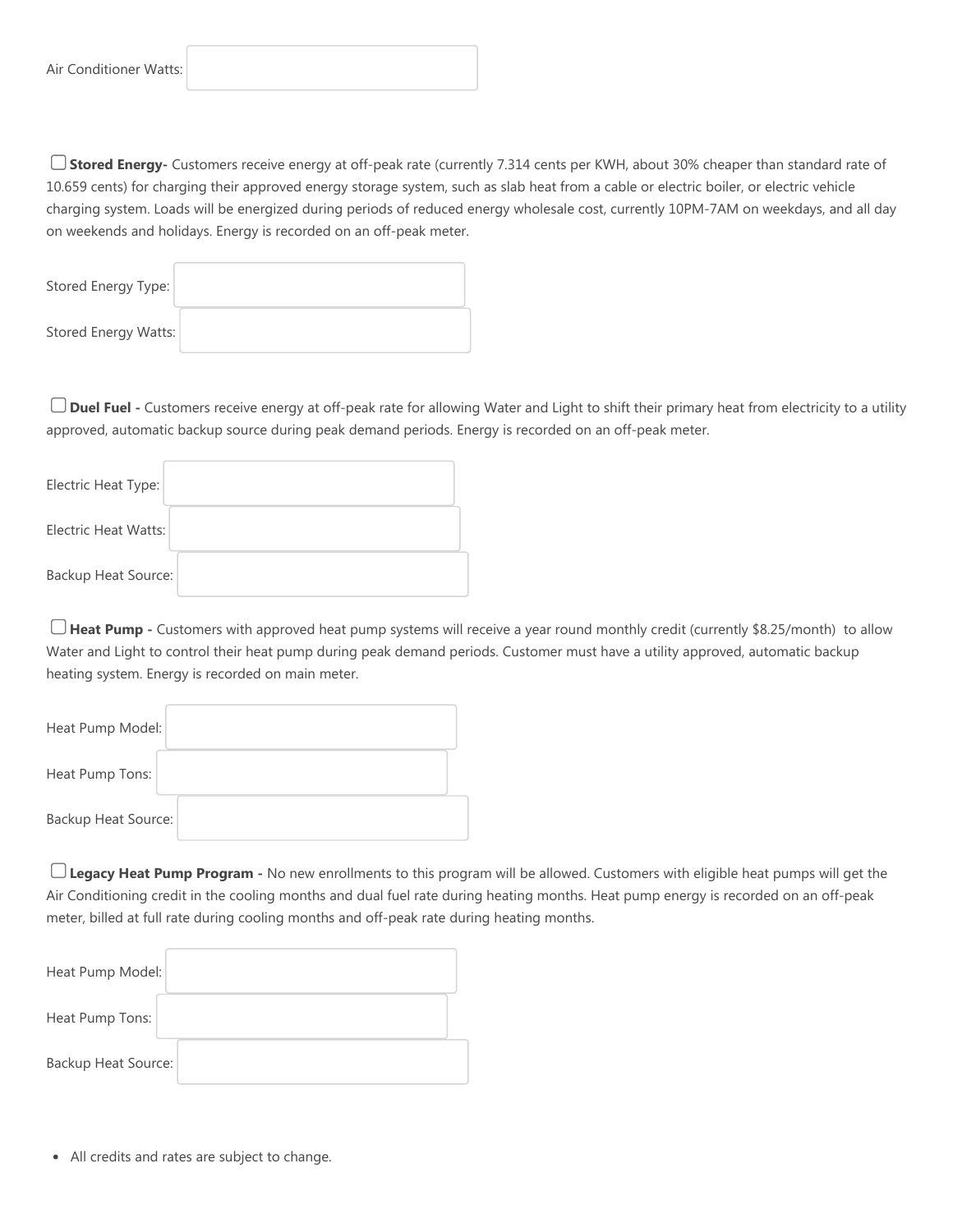Air Conditioner Watts:

☐ **Stored Energy-** Customers receive energy at off-peak rate (currently 7.314 cents per KWH, about 30% cheaper than standard rate of 10.659 cents) for charging their approved energy storage system, such as slab heat from a cable or electric boiler, or electric vehicle charging system. Loads will be energized during periods of reduced energy wholesale cost, currently 10PM-7AM on weekdays, and all day on weekends and holidays. Energy is recorded on an off-peak meter.

Stored Energy Type:

Stored Energy Watts:

☐ **Duel Fuel -** Customers receive energy at off-peak rate for allowing Water and Light to shift their primary heat from electricity to a utility approved, automatic backup source during peak demand periods. Energy is recorded on an off-peak meter.

Electric Heat Type:

Electric Heat Watts:

Backup Heat Source:

☐ **Heat Pump -** Customers with approved heat pump systems will receive a year round monthly credit (currently $8.25/month) to allow Water and Light to control their heat pump during peak demand periods. Customer must have a utility approved, automatic backup heating system. Energy is recorded on main meter.

Heat Pump Model:

Heat Pump Tons:

Backup Heat Source:

☐ **Legacy Heat Pump Program -** No new enrollments to this program will be allowed. Customers with eligible heat pumps will get the Air Conditioning credit in the cooling months and dual fuel rate during heating months. Heat pump energy is recorded on an off-peak meter, billed at full rate during cooling months and off-peak rate during heating months.

Heat Pump Model:

Heat Pump Tons:

Backup Heat Source:

- All credits and rates are subject to change.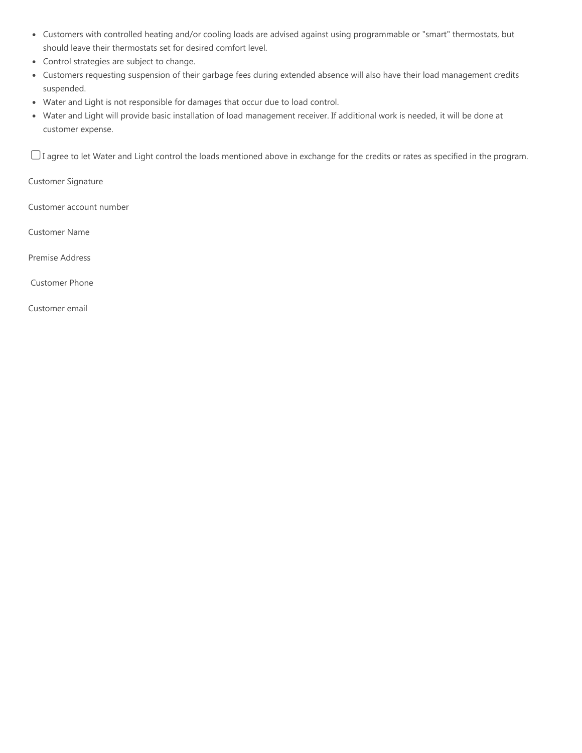- Customers with controlled heating and/or cooling loads are advised against using programmable or "smart" thermostats, but should leave their thermostats set for desired comfort level.
- Control strategies are subject to change.
- Customers requesting suspension of their garbage fees during extended absence will also have their load management credits suspended.
- Water and Light is not responsible for damages that occur due to load control.
- Water and Light will provide basic installation of load management receiver. If additional work is needed, it will be done at customer expense.

☐ I agree to let Water and Light control the loads mentioned above in exchange for the credits or rates as specified in the program.

Customer Signature

Customer account number

Customer Name

Premise Address

Customer Phone

Customer email